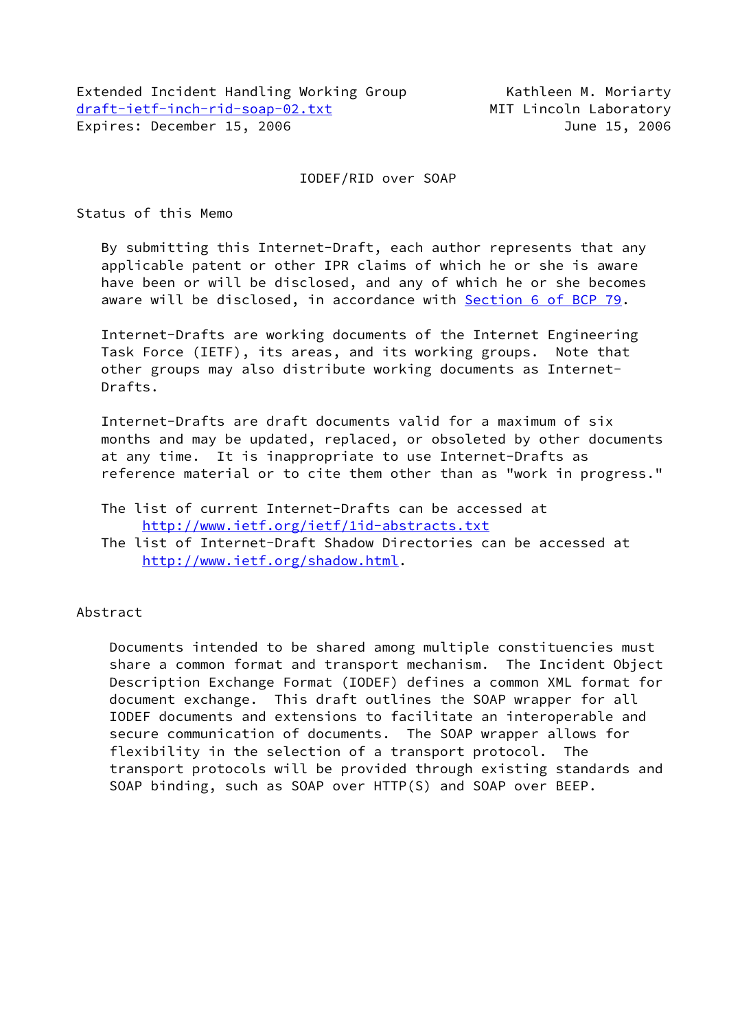Extended Incident Handling Working Group — Kathleen M. Moriarty
draft-ietf-inch-rid-soap-02.txt — MIT Lincoln Laboratory
Expires: December 15, 2006 — June 15, 2006

# IODEF/RID over SOAP

## Status of this Memo

By submitting this Internet-Draft, each author represents that any applicable patent or other IPR claims of which he or she is aware have been or will be disclosed, and any of which he or she becomes aware will be disclosed, in accordance with Section 6 of BCP 79.

Internet-Drafts are working documents of the Internet Engineering Task Force (IETF), its areas, and its working groups. Note that other groups may also distribute working documents as Internet-Drafts.

Internet-Drafts are draft documents valid for a maximum of six months and may be updated, replaced, or obsoleted by other documents at any time. It is inappropriate to use Internet-Drafts as reference material or to cite them other than as "work in progress."

The list of current Internet-Drafts can be accessed at
http://www.ietf.org/ietf/1id-abstracts.txt
The list of Internet-Draft Shadow Directories can be accessed at
http://www.ietf.org/shadow.html.

## Abstract

Documents intended to be shared among multiple constituencies must share a common format and transport mechanism. The Incident Object Description Exchange Format (IODEF) defines a common XML format for document exchange. This draft outlines the SOAP wrapper for all IODEF documents and extensions to facilitate an interoperable and secure communication of documents. The SOAP wrapper allows for flexibility in the selection of a transport protocol. The transport protocols will be provided through existing standards and SOAP binding, such as SOAP over HTTP(S) and SOAP over BEEP.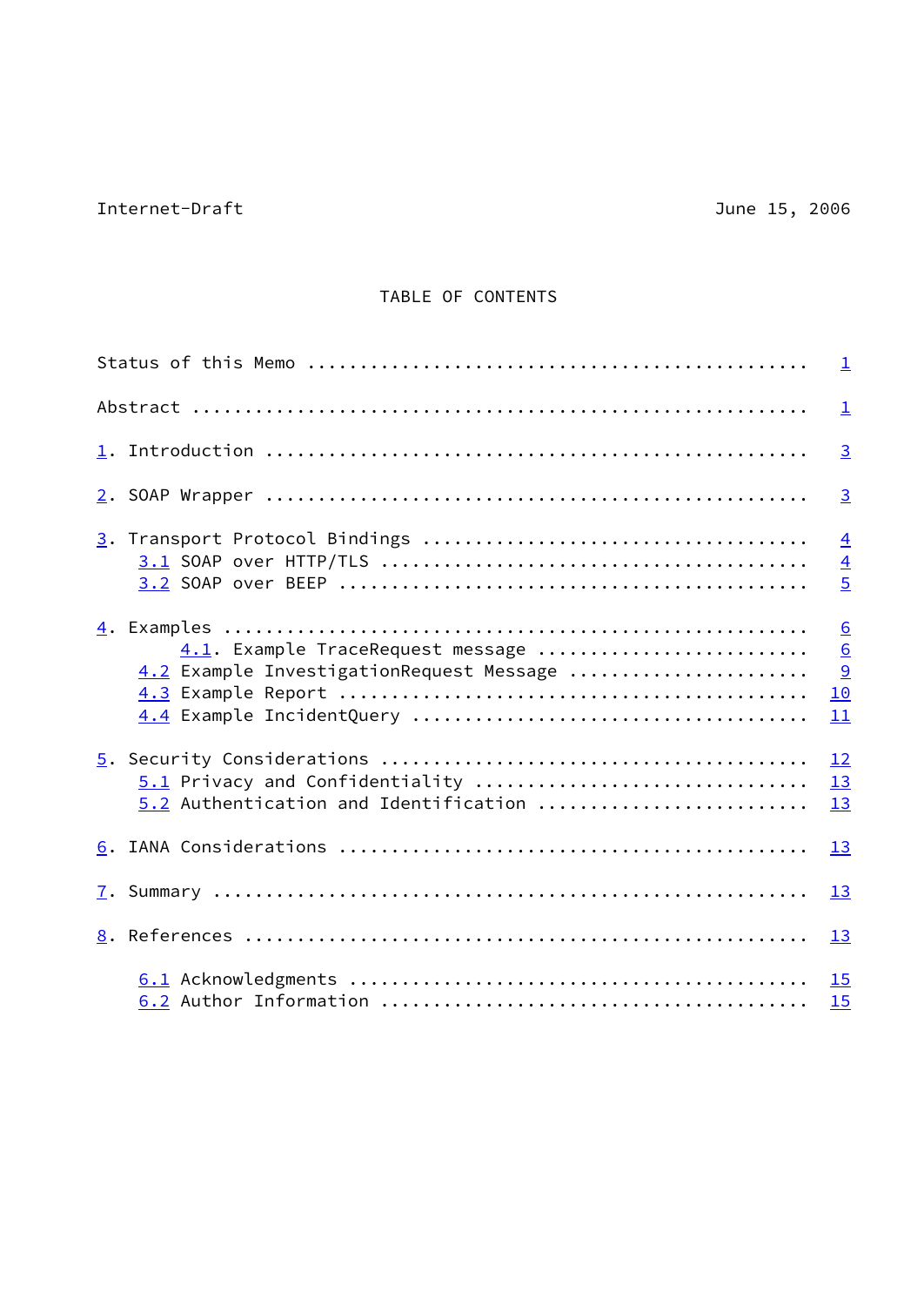# TABLE OF CONTENTS

Status of this Memo ............................................... 1

Abstract .......................................................... 1

1. Introduction ................................................... 3

2. SOAP Wrapper ................................................... 3

3. Transport Protocol Bindings .................................... 4
   - 3.1 SOAP over HTTP/TLS ......................................... 4
   - 3.2 SOAP over BEEP ............................................. 5

4. Examples ....................................................... 6
   - 4.1. Example TraceRequest message .............................. 6
   - 4.2 Example InvestigationRequest Message ....................... 9
   - 4.3 Example Report ............................................. 10
   - 4.4 Example IncidentQuery ...................................... 11

5. Security Considerations ........................................ 12
   - 5.1 Privacy and Confidentiality ................................ 13
   - 5.2 Authentication and Identification .......................... 13

6. IANA Considerations ............................................ 13

7. Summary ........................................................ 13

8. References ..................................................... 13

   - 6.1 Acknowledgments ............................................ 15
   - 6.2 Author Information ......................................... 15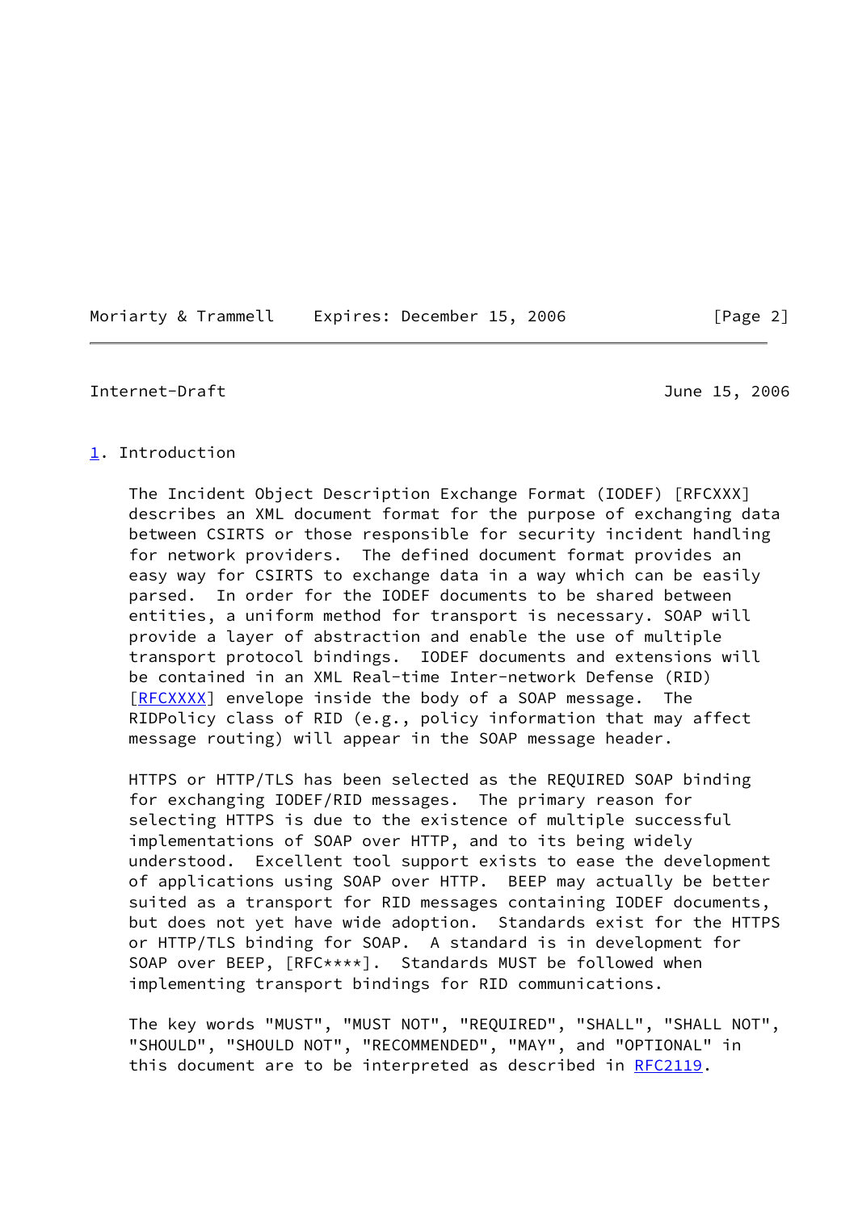## 1. Introduction

The Incident Object Description Exchange Format (IODEF) [RFCXXX] describes an XML document format for the purpose of exchanging data between CSIRTS or those responsible for security incident handling for network providers. The defined document format provides an easy way for CSIRTS to exchange data in a way which can be easily parsed. In order for the IODEF documents to be shared between entities, a uniform method for transport is necessary. SOAP will provide a layer of abstraction and enable the use of multiple transport protocol bindings. IODEF documents and extensions will be contained in an XML Real-time Inter-network Defense (RID) [RFCXXXX] envelope inside the body of a SOAP message. The RIDPolicy class of RID (e.g., policy information that may affect message routing) will appear in the SOAP message header.

HTTPS or HTTP/TLS has been selected as the REQUIRED SOAP binding for exchanging IODEF/RID messages. The primary reason for selecting HTTPS is due to the existence of multiple successful implementations of SOAP over HTTP, and to its being widely understood. Excellent tool support exists to ease the development of applications using SOAP over HTTP. BEEP may actually be better suited as a transport for RID messages containing IODEF documents, but does not yet have wide adoption. Standards exist for the HTTPS or HTTP/TLS binding for SOAP. A standard is in development for SOAP over BEEP, [RFC****]. Standards MUST be followed when implementing transport bindings for RID communications.

The key words "MUST", "MUST NOT", "REQUIRED", "SHALL", "SHALL NOT", "SHOULD", "SHOULD NOT", "RECOMMENDED", "MAY", and "OPTIONAL" in this document are to be interpreted as described in RFC2119.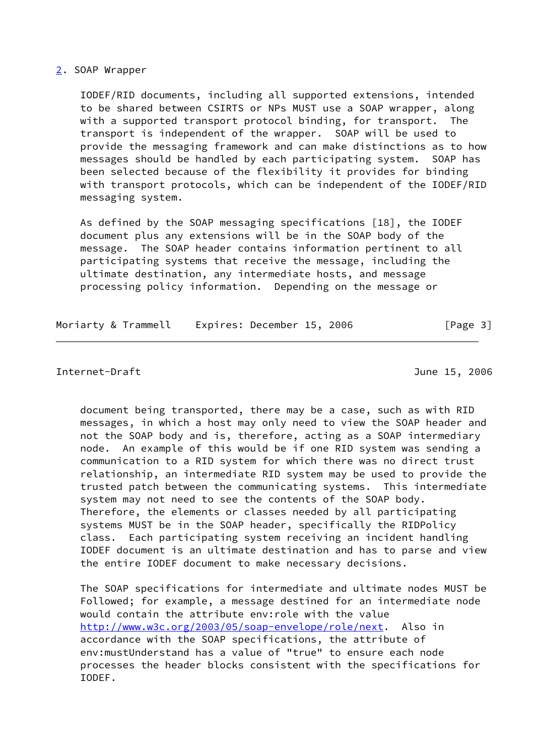## 2. SOAP Wrapper

IODEF/RID documents, including all supported extensions, intended to be shared between CSIRTS or NPs MUST use a SOAP wrapper, along with a supported transport protocol binding, for transport. The transport is independent of the wrapper. SOAP will be used to provide the messaging framework and can make distinctions as to how messages should be handled by each participating system. SOAP has been selected because of the flexibility it provides for binding with transport protocols, which can be independent of the IODEF/RID messaging system.

As defined by the SOAP messaging specifications [18], the IODEF document plus any extensions will be in the SOAP body of the message. The SOAP header contains information pertinent to all participating systems that receive the message, including the ultimate destination, any intermediate hosts, and message processing policy information. Depending on the message or document being transported, there may be a case, such as with RID messages, in which a host may only need to view the SOAP header and not the SOAP body and is, therefore, acting as a SOAP intermediary node. An example of this would be if one RID system was sending a communication to a RID system for which there was no direct trust relationship, an intermediate RID system may be used to provide the trusted patch between the communicating systems. This intermediate system may not need to see the contents of the SOAP body. Therefore, the elements or classes needed by all participating systems MUST be in the SOAP header, specifically the RIDPolicy class. Each participating system receiving an incident handling IODEF document is an ultimate destination and has to parse and view the entire IODEF document to make necessary decisions.

The SOAP specifications for intermediate and ultimate nodes MUST be Followed; for example, a message destined for an intermediate node would contain the attribute env:role with the value http://www.w3c.org/2003/05/soap-envelope/role/next. Also in accordance with the SOAP specifications, the attribute of env:mustUnderstand has a value of "true" to ensure each node processes the header blocks consistent with the specifications for IODEF.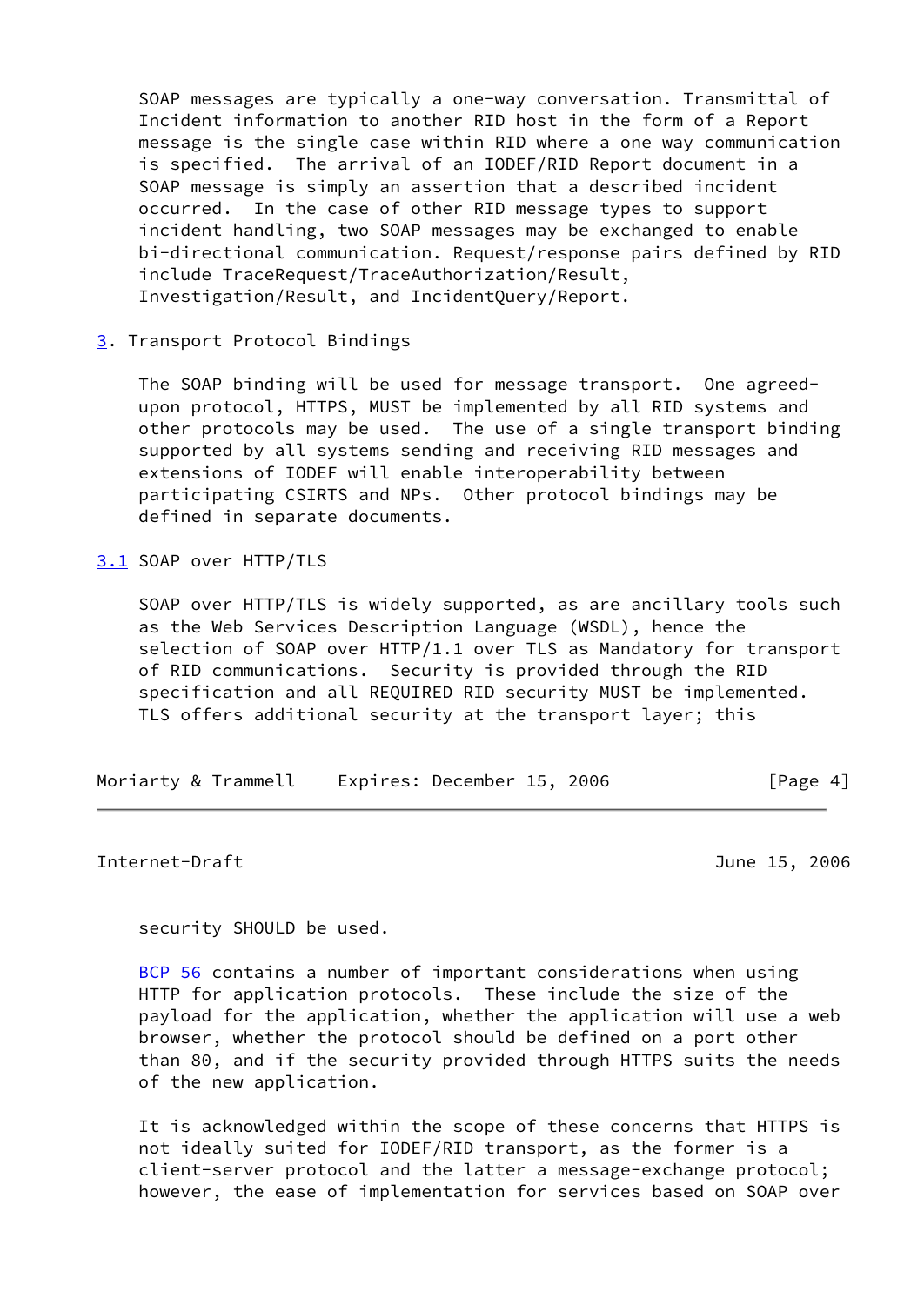SOAP messages are typically a one-way conversation. Transmittal of Incident information to another RID host in the form of a Report message is the single case within RID where a one way communication is specified. The arrival of an IODEF/RID Report document in a SOAP message is simply an assertion that a described incident occurred. In the case of other RID message types to support incident handling, two SOAP messages may be exchanged to enable bi-directional communication. Request/response pairs defined by RID include TraceRequest/TraceAuthorization/Result, Investigation/Result, and IncidentQuery/Report.

## 3. Transport Protocol Bindings

The SOAP binding will be used for message transport. One agreed-upon protocol, HTTPS, MUST be implemented by all RID systems and other protocols may be used. The use of a single transport binding supported by all systems sending and receiving RID messages and extensions of IODEF will enable interoperability between participating CSIRTS and NPs. Other protocol bindings may be defined in separate documents.

### 3.1 SOAP over HTTP/TLS

SOAP over HTTP/TLS is widely supported, as are ancillary tools such as the Web Services Description Language (WSDL), hence the selection of SOAP over HTTP/1.1 over TLS as Mandatory for transport of RID communications. Security is provided through the RID specification and all REQUIRED RID security MUST be implemented. TLS offers additional security at the transport layer; this security SHOULD be used.

BCP 56 contains a number of important considerations when using HTTP for application protocols. These include the size of the payload for the application, whether the application will use a web browser, whether the protocol should be defined on a port other than 80, and if the security provided through HTTPS suits the needs of the new application.

It is acknowledged within the scope of these concerns that HTTPS is not ideally suited for IODEF/RID transport, as the former is a client-server protocol and the latter a message-exchange protocol; however, the ease of implementation for services based on SOAP over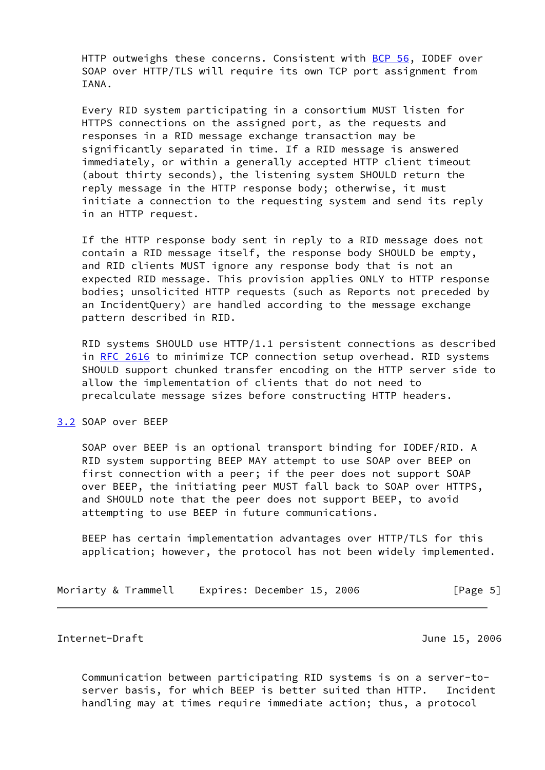HTTP outweighs these concerns. Consistent with BCP 56, IODEF over SOAP over HTTP/TLS will require its own TCP port assignment from IANA.

Every RID system participating in a consortium MUST listen for HTTPS connections on the assigned port, as the requests and responses in a RID message exchange transaction may be significantly separated in time. If a RID message is answered immediately, or within a generally accepted HTTP client timeout (about thirty seconds), the listening system SHOULD return the reply message in the HTTP response body; otherwise, it must initiate a connection to the requesting system and send its reply in an HTTP request.

If the HTTP response body sent in reply to a RID message does not contain a RID message itself, the response body SHOULD be empty, and RID clients MUST ignore any response body that is not an expected RID message. This provision applies ONLY to HTTP response bodies; unsolicited HTTP requests (such as Reports not preceded by an IncidentQuery) are handled according to the message exchange pattern described in RID.

RID systems SHOULD use HTTP/1.1 persistent connections as described in RFC 2616 to minimize TCP connection setup overhead. RID systems SHOULD support chunked transfer encoding on the HTTP server side to allow the implementation of clients that do not need to precalculate message sizes before constructing HTTP headers.

## 3.2 SOAP over BEEP

SOAP over BEEP is an optional transport binding for IODEF/RID. A RID system supporting BEEP MAY attempt to use SOAP over BEEP on first connection with a peer; if the peer does not support SOAP over BEEP, the initiating peer MUST fall back to SOAP over HTTPS, and SHOULD note that the peer does not support BEEP, to avoid attempting to use BEEP in future communications.

BEEP has certain implementation advantages over HTTP/TLS for this application; however, the protocol has not been widely implemented.

Communication between participating RID systems is on a server-to-server basis, for which BEEP is better suited than HTTP. Incident handling may at times require immediate action; thus, a protocol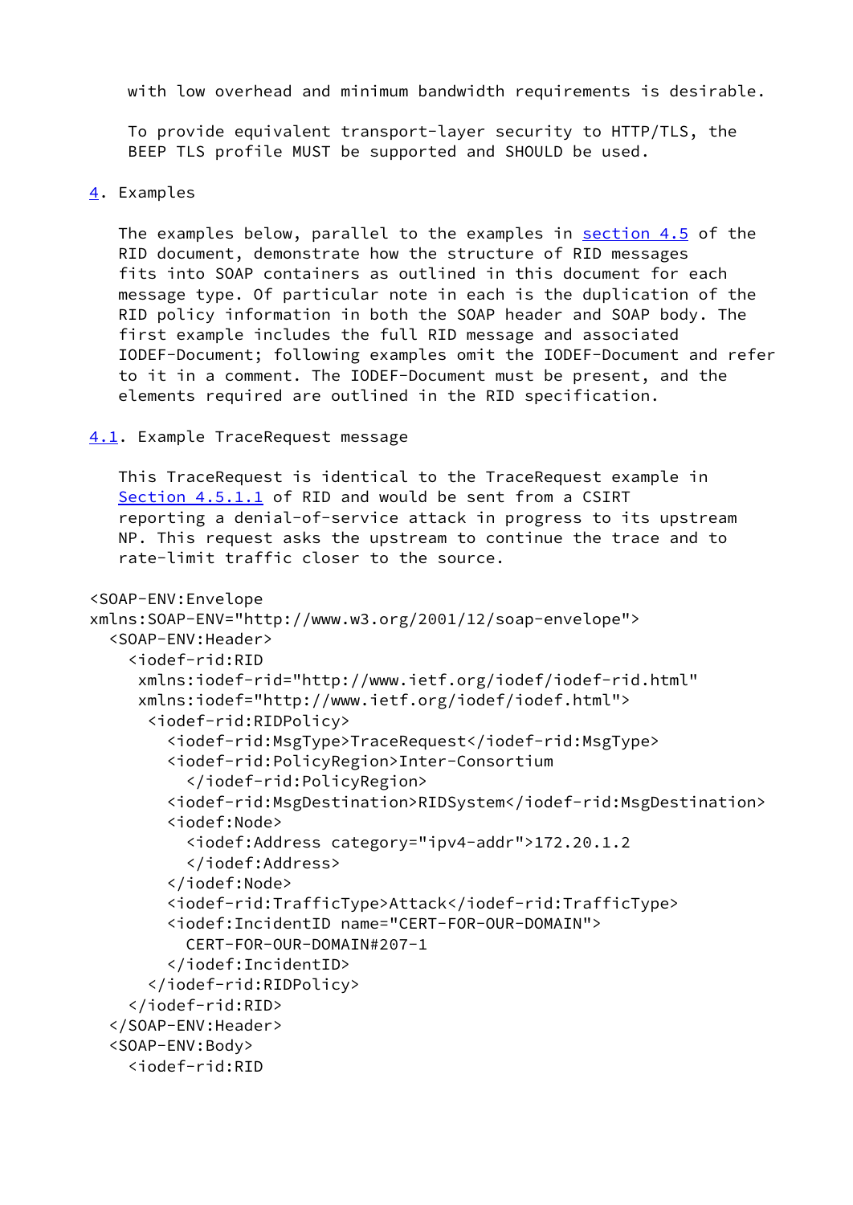with low overhead and minimum bandwidth requirements is desirable.

To provide equivalent transport-layer security to HTTP/TLS, the BEEP TLS profile MUST be supported and SHOULD be used.

## 4. Examples

The examples below, parallel to the examples in section 4.5 of the RID document, demonstrate how the structure of RID messages fits into SOAP containers as outlined in this document for each message type. Of particular note in each is the duplication of the RID policy information in both the SOAP header and SOAP body. The first example includes the full RID message and associated IODEF-Document; following examples omit the IODEF-Document and refer to it in a comment. The IODEF-Document must be present, and the elements required are outlined in the RID specification.

### 4.1. Example TraceRequest message

This TraceRequest is identical to the TraceRequest example in Section 4.5.1.1 of RID and would be sent from a CSIRT reporting a denial-of-service attack in progress to its upstream NP. This request asks the upstream to continue the trace and to rate-limit traffic closer to the source.

```
<SOAP-ENV:Envelope
xmlns:SOAP-ENV="http://www.w3.org/2001/12/soap-envelope">
  <SOAP-ENV:Header>
    <iodef-rid:RID
     xmlns:iodef-rid="http://www.ietf.org/iodef/iodef-rid.html"
     xmlns:iodef="http://www.ietf.org/iodef/iodef.html">
      <iodef-rid:RIDPolicy>
        <iodef-rid:MsgType>TraceRequest</iodef-rid:MsgType>
        <iodef-rid:PolicyRegion>Inter-Consortium
          </iodef-rid:PolicyRegion>
        <iodef-rid:MsgDestination>RIDSystem</iodef-rid:MsgDestination>
        <iodef:Node>
          <iodef:Address category="ipv4-addr">172.20.1.2
          </iodef:Address>
        </iodef:Node>
        <iodef-rid:TrafficType>Attack</iodef-rid:TrafficType>
        <iodef:IncidentID name="CERT-FOR-OUR-DOMAIN">
          CERT-FOR-OUR-DOMAIN#207-1
        </iodef:IncidentID>
      </iodef-rid:RIDPolicy>
    </iodef-rid:RID>
  </SOAP-ENV:Header>
  <SOAP-ENV:Body>
    <iodef-rid:RID
```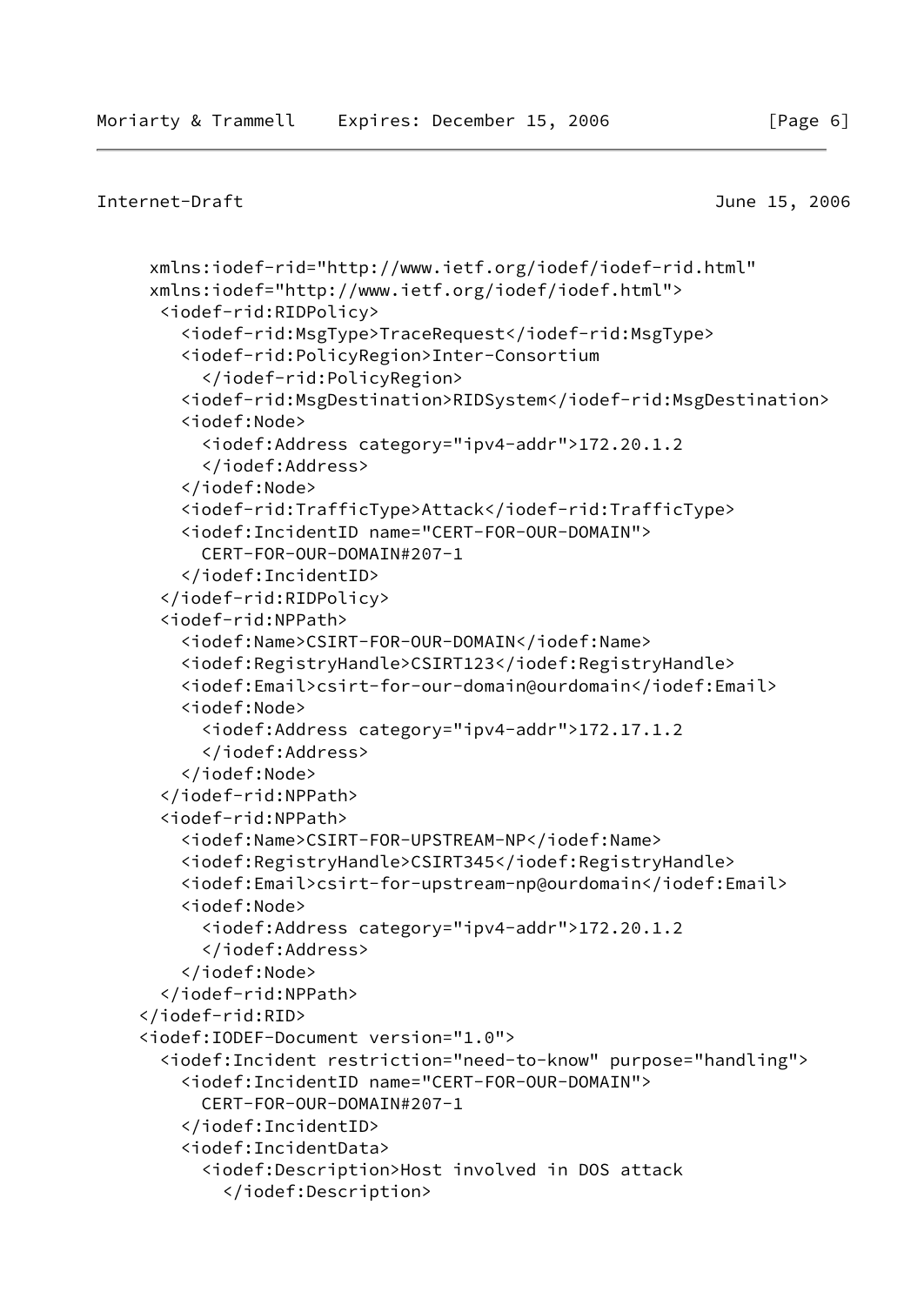```
     xmlns:iodef-rid="http://www.ietf.org/iodef/iodef-rid.html"
     xmlns:iodef="http://www.ietf.org/iodef/iodef.html">
      <iodef-rid:RIDPolicy>
        <iodef-rid:MsgType>TraceRequest</iodef-rid:MsgType>
        <iodef-rid:PolicyRegion>Inter-Consortium
          </iodef-rid:PolicyRegion>
        <iodef-rid:MsgDestination>RIDSystem</iodef-rid:MsgDestination>
        <iodef:Node>
          <iodef:Address category="ipv4-addr">172.20.1.2
          </iodef:Address>
        </iodef:Node>
        <iodef-rid:TrafficType>Attack</iodef-rid:TrafficType>
        <iodef:IncidentID name="CERT-FOR-OUR-DOMAIN">
          CERT-FOR-OUR-DOMAIN#207-1
        </iodef:IncidentID>
      </iodef-rid:RIDPolicy>
      <iodef-rid:NPPath>
        <iodef:Name>CSIRT-FOR-OUR-DOMAIN</iodef:Name>
        <iodef:RegistryHandle>CSIRT123</iodef:RegistryHandle>
        <iodef:Email>csirt-for-our-domain@ourdomain</iodef:Email>
        <iodef:Node>
          <iodef:Address category="ipv4-addr">172.17.1.2
          </iodef:Address>
        </iodef:Node>
      </iodef-rid:NPPath>
      <iodef-rid:NPPath>
        <iodef:Name>CSIRT-FOR-UPSTREAM-NP</iodef:Name>
        <iodef:RegistryHandle>CSIRT345</iodef:RegistryHandle>
        <iodef:Email>csirt-for-upstream-np@ourdomain</iodef:Email>
        <iodef:Node>
          <iodef:Address category="ipv4-addr">172.20.1.2
          </iodef:Address>
        </iodef:Node>
      </iodef-rid:NPPath>
    </iodef-rid:RID>
    <iodef:IODEF-Document version="1.0">
      <iodef:Incident restriction="need-to-know" purpose="handling">
        <iodef:IncidentID name="CERT-FOR-OUR-DOMAIN">
          CERT-FOR-OUR-DOMAIN#207-1
        </iodef:IncidentID>
        <iodef:IncidentData>
          <iodef:Description>Host involved in DOS attack
            </iodef:Description>
```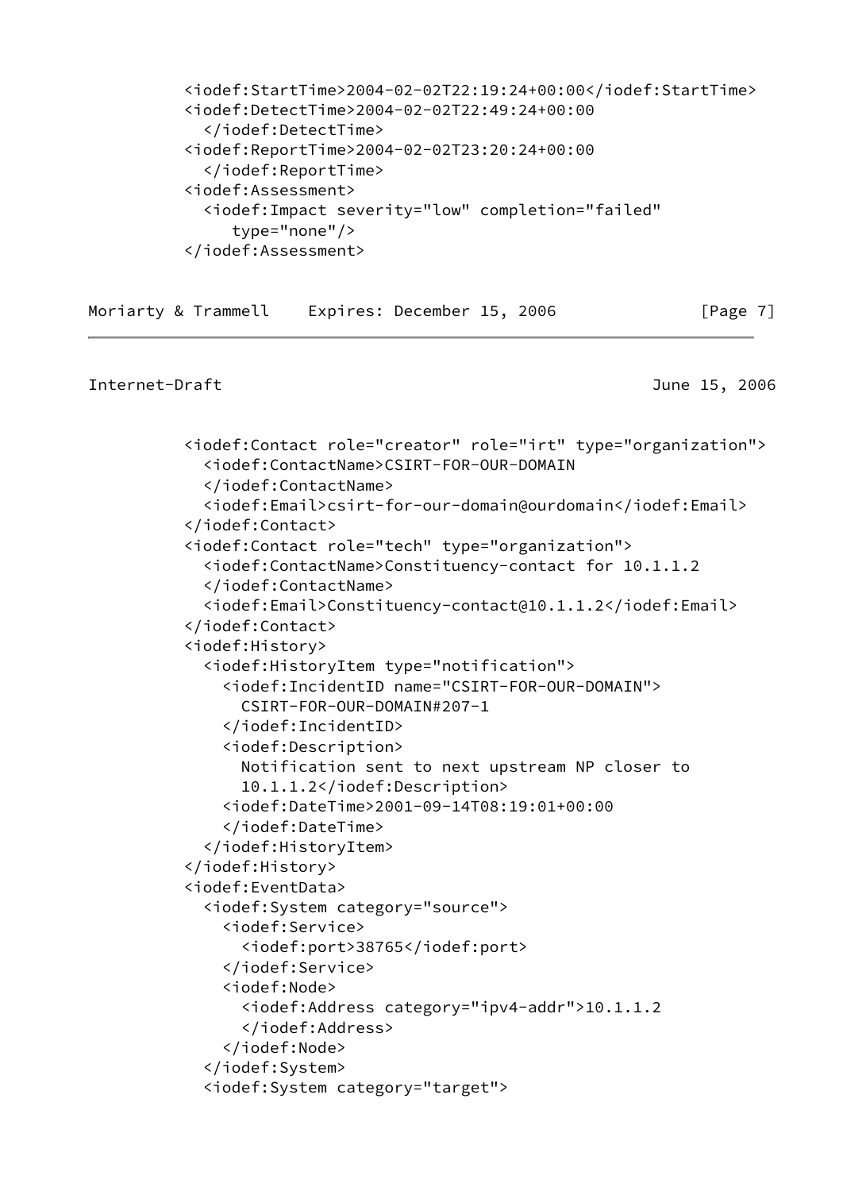```
          <iodef:StartTime>2004-02-02T22:19:24+00:00</iodef:StartTime>
          <iodef:DetectTime>2004-02-02T22:49:24+00:00
            </iodef:DetectTime>
          <iodef:ReportTime>2004-02-02T23:20:24+00:00
            </iodef:ReportTime>
          <iodef:Assessment>
            <iodef:Impact severity="low" completion="failed"
               type="none"/>
          </iodef:Assessment>
```

```
          <iodef:Contact role="creator" role="irt" type="organization">
            <iodef:ContactName>CSIRT-FOR-OUR-DOMAIN
            </iodef:ContactName>
            <iodef:Email>csirt-for-our-domain@ourdomain</iodef:Email>
          </iodef:Contact>
          <iodef:Contact role="tech" type="organization">
            <iodef:ContactName>Constituency-contact for 10.1.1.2
            </iodef:ContactName>
            <iodef:Email>Constituency-contact@10.1.1.2</iodef:Email>
          </iodef:Contact>
          <iodef:History>
            <iodef:HistoryItem type="notification">
              <iodef:IncidentID name="CSIRT-FOR-OUR-DOMAIN">
                CSIRT-FOR-OUR-DOMAIN#207-1
              </iodef:IncidentID>
              <iodef:Description>
                Notification sent to next upstream NP closer to
                10.1.1.2</iodef:Description>
              <iodef:DateTime>2001-09-14T08:19:01+00:00
              </iodef:DateTime>
            </iodef:HistoryItem>
          </iodef:History>
          <iodef:EventData>
            <iodef:System category="source">
              <iodef:Service>
                <iodef:port>38765</iodef:port>
              </iodef:Service>
              <iodef:Node>
                <iodef:Address category="ipv4-addr">10.1.1.2
                </iodef:Address>
              </iodef:Node>
            </iodef:System>
            <iodef:System category="target">
```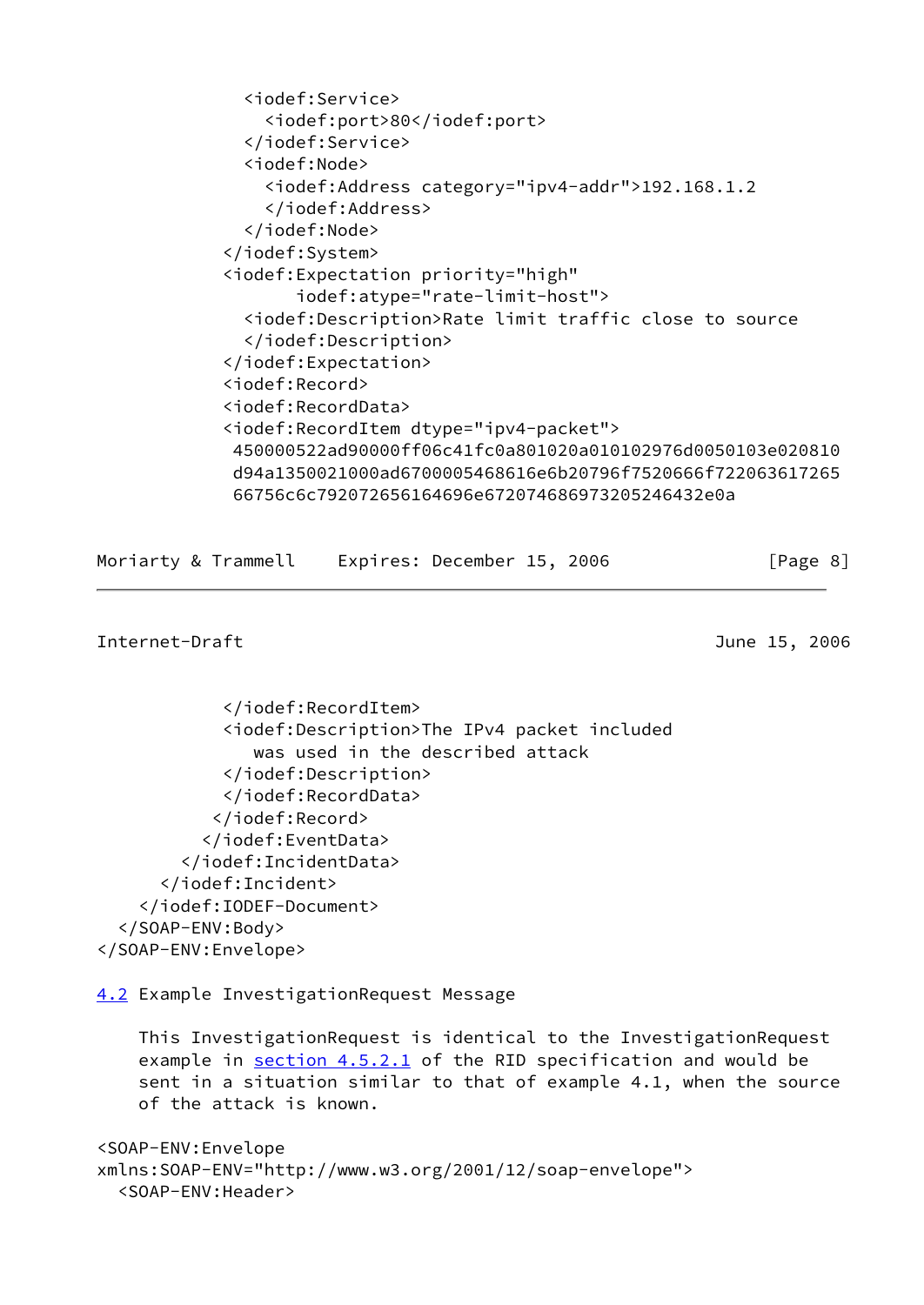```
              <iodef:Service>
                <iodef:port>80</iodef:port>
              </iodef:Service>
              <iodef:Node>
                <iodef:Address category="ipv4-addr">192.168.1.2
                </iodef:Address>
              </iodef:Node>
            </iodef:System>
            <iodef:Expectation priority="high"
                   iodef:atype="rate-limit-host">
              <iodef:Description>Rate limit traffic close to source
              </iodef:Description>
            </iodef:Expectation>
            <iodef:Record>
            <iodef:RecordData>
            <iodef:RecordItem dtype="ipv4-packet">
             450000522ad90000ff06c41fc0a801020a010102976d0050103e020810
             d94a1350021000ad6700005468616e6b20796f7520666f722063617265
             66756c6c792072656164696e6720746869732052464320e0a
```

```
            </iodef:RecordItem>
            <iodef:Description>The IPv4 packet included
               was used in the described attack
            </iodef:Description>
            </iodef:RecordData>
           </iodef:Record>
          </iodef:EventData>
        </iodef:IncidentData>
      </iodef:Incident>
    </iodef:IODEF-Document>
  </SOAP-ENV:Body>
</SOAP-ENV:Envelope>
```

## 4.2 Example InvestigationRequest Message

This InvestigationRequest is identical to the InvestigationRequest example in section 4.5.2.1 of the RID specification and would be sent in a situation similar to that of example 4.1, when the source of the attack is known.

```
<SOAP-ENV:Envelope
xmlns:SOAP-ENV="http://www.w3.org/2001/12/soap-envelope">
  <SOAP-ENV:Header>
```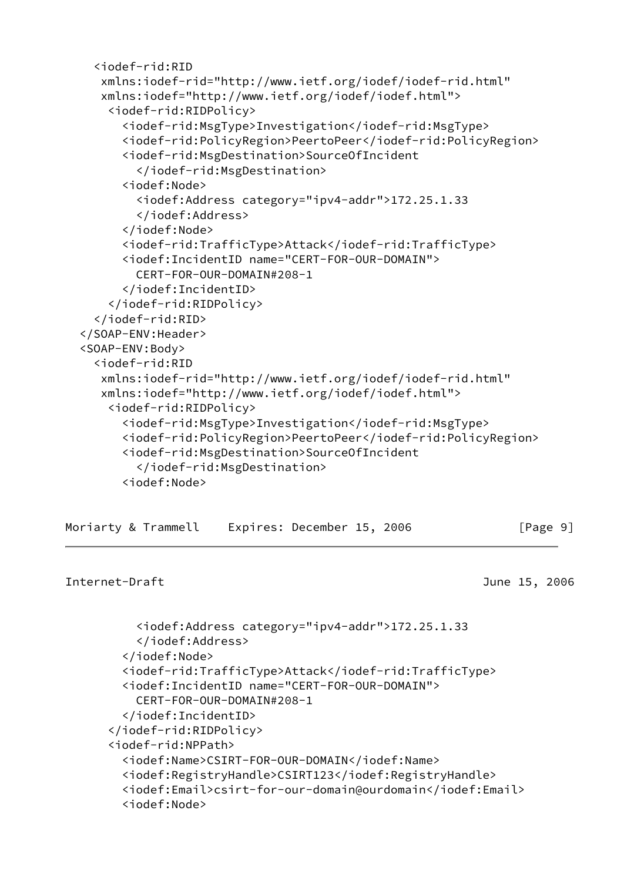```
    <iodef-rid:RID
     xmlns:iodef-rid="http://www.ietf.org/iodef/iodef-rid.html"
     xmlns:iodef="http://www.ietf.org/iodef/iodef.html">
      <iodef-rid:RIDPolicy>
        <iodef-rid:MsgType>Investigation</iodef-rid:MsgType>
        <iodef-rid:PolicyRegion>PeertoPeer</iodef-rid:PolicyRegion>
        <iodef-rid:MsgDestination>SourceOfIncident
          </iodef-rid:MsgDestination>
        <iodef:Node>
          <iodef:Address category="ipv4-addr">172.25.1.33
          </iodef:Address>
        </iodef:Node>
        <iodef-rid:TrafficType>Attack</iodef-rid:TrafficType>
        <iodef:IncidentID name="CERT-FOR-OUR-DOMAIN">
          CERT-FOR-OUR-DOMAIN#208-1
        </iodef:IncidentID>
      </iodef-rid:RIDPolicy>
    </iodef-rid:RID>
  </SOAP-ENV:Header>
  <SOAP-ENV:Body>
    <iodef-rid:RID
     xmlns:iodef-rid="http://www.ietf.org/iodef/iodef-rid.html"
     xmlns:iodef="http://www.ietf.org/iodef/iodef.html">
      <iodef-rid:RIDPolicy>
        <iodef-rid:MsgType>Investigation</iodef-rid:MsgType>
        <iodef-rid:PolicyRegion>PeertoPeer</iodef-rid:PolicyRegion>
        <iodef-rid:MsgDestination>SourceOfIncident
          </iodef-rid:MsgDestination>
        <iodef:Node>
          <iodef:Address category="ipv4-addr">172.25.1.33
          </iodef:Address>
        </iodef:Node>
        <iodef-rid:TrafficType>Attack</iodef-rid:TrafficType>
        <iodef:IncidentID name="CERT-FOR-OUR-DOMAIN">
          CERT-FOR-OUR-DOMAIN#208-1
        </iodef:IncidentID>
      </iodef-rid:RIDPolicy>
      <iodef-rid:NPPath>
        <iodef:Name>CSIRT-FOR-OUR-DOMAIN</iodef:Name>
        <iodef:RegistryHandle>CSIRT123</iodef:RegistryHandle>
        <iodef:Email>csirt-for-our-domain@ourdomain</iodef:Email>
        <iodef:Node>
```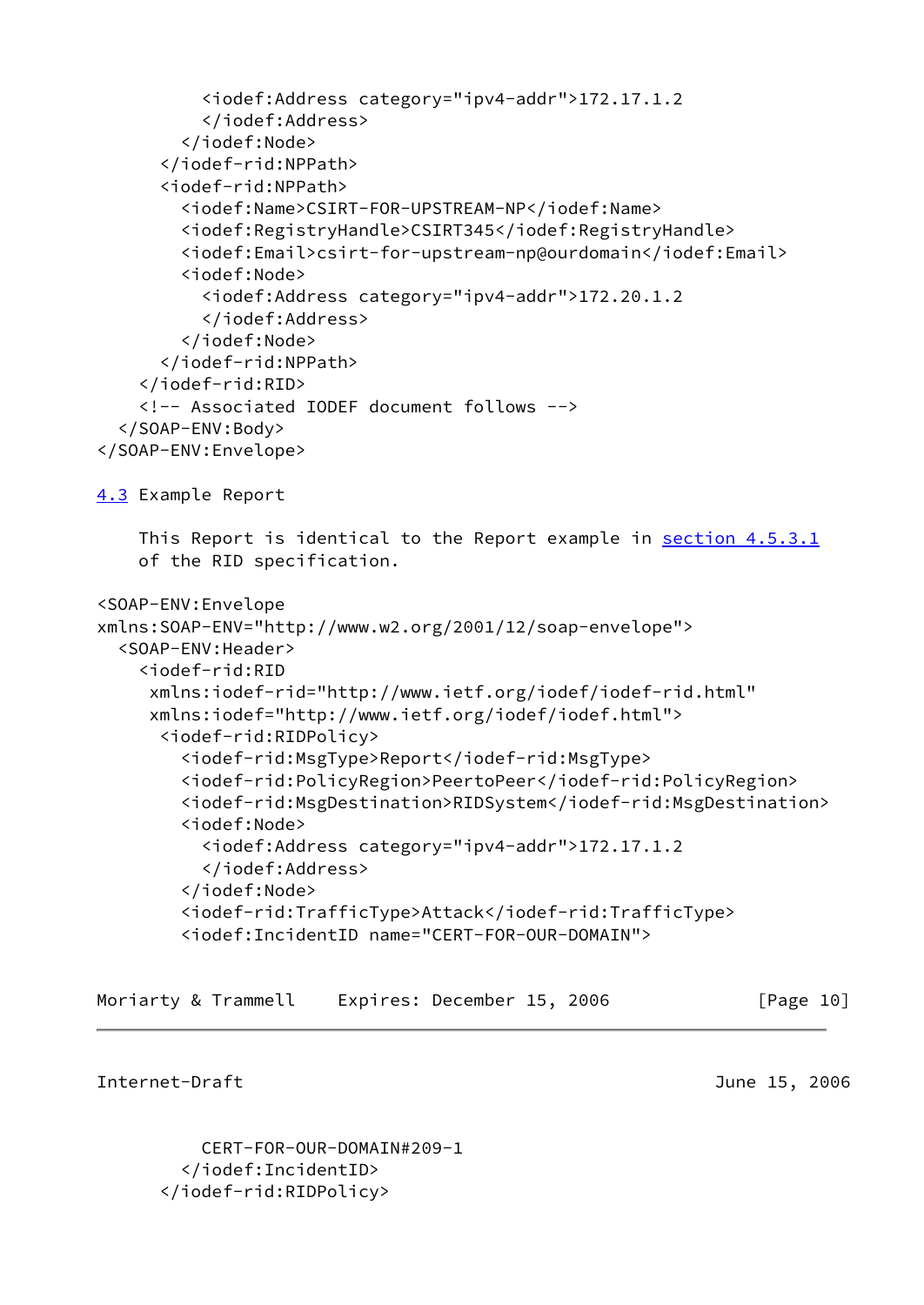```
          <iodef:Address category="ipv4-addr">172.17.1.2
          </iodef:Address>
        </iodef:Node>
      </iodef-rid:NPPath>
      <iodef-rid:NPPath>
        <iodef:Name>CSIRT-FOR-UPSTREAM-NP</iodef:Name>
        <iodef:RegistryHandle>CSIRT345</iodef:RegistryHandle>
        <iodef:Email>csirt-for-upstream-np@ourdomain</iodef:Email>
        <iodef:Node>
          <iodef:Address category="ipv4-addr">172.20.1.2
          </iodef:Address>
        </iodef:Node>
      </iodef-rid:NPPath>
    </iodef-rid:RID>
    <!-- Associated IODEF document follows -->
  </SOAP-ENV:Body>
</SOAP-ENV:Envelope>
```

## 4.3 Example Report

This Report is identical to the Report example in section 4.5.3.1 of the RID specification.

```
<SOAP-ENV:Envelope
xmlns:SOAP-ENV="http://www.w2.org/2001/12/soap-envelope">
  <SOAP-ENV:Header>
    <iodef-rid:RID
     xmlns:iodef-rid="http://www.ietf.org/iodef/iodef-rid.html"
     xmlns:iodef="http://www.ietf.org/iodef/iodef.html">
      <iodef-rid:RIDPolicy>
        <iodef-rid:MsgType>Report</iodef-rid:MsgType>
        <iodef-rid:PolicyRegion>PeertoPeer</iodef-rid:PolicyRegion>
        <iodef-rid:MsgDestination>RIDSystem</iodef-rid:MsgDestination>
        <iodef:Node>
          <iodef:Address category="ipv4-addr">172.17.1.2
          </iodef:Address>
        </iodef:Node>
        <iodef-rid:TrafficType>Attack</iodef-rid:TrafficType>
        <iodef:IncidentID name="CERT-FOR-OUR-DOMAIN">
          CERT-FOR-OUR-DOMAIN#209-1
        </iodef:IncidentID>
      </iodef-rid:RIDPolicy>
```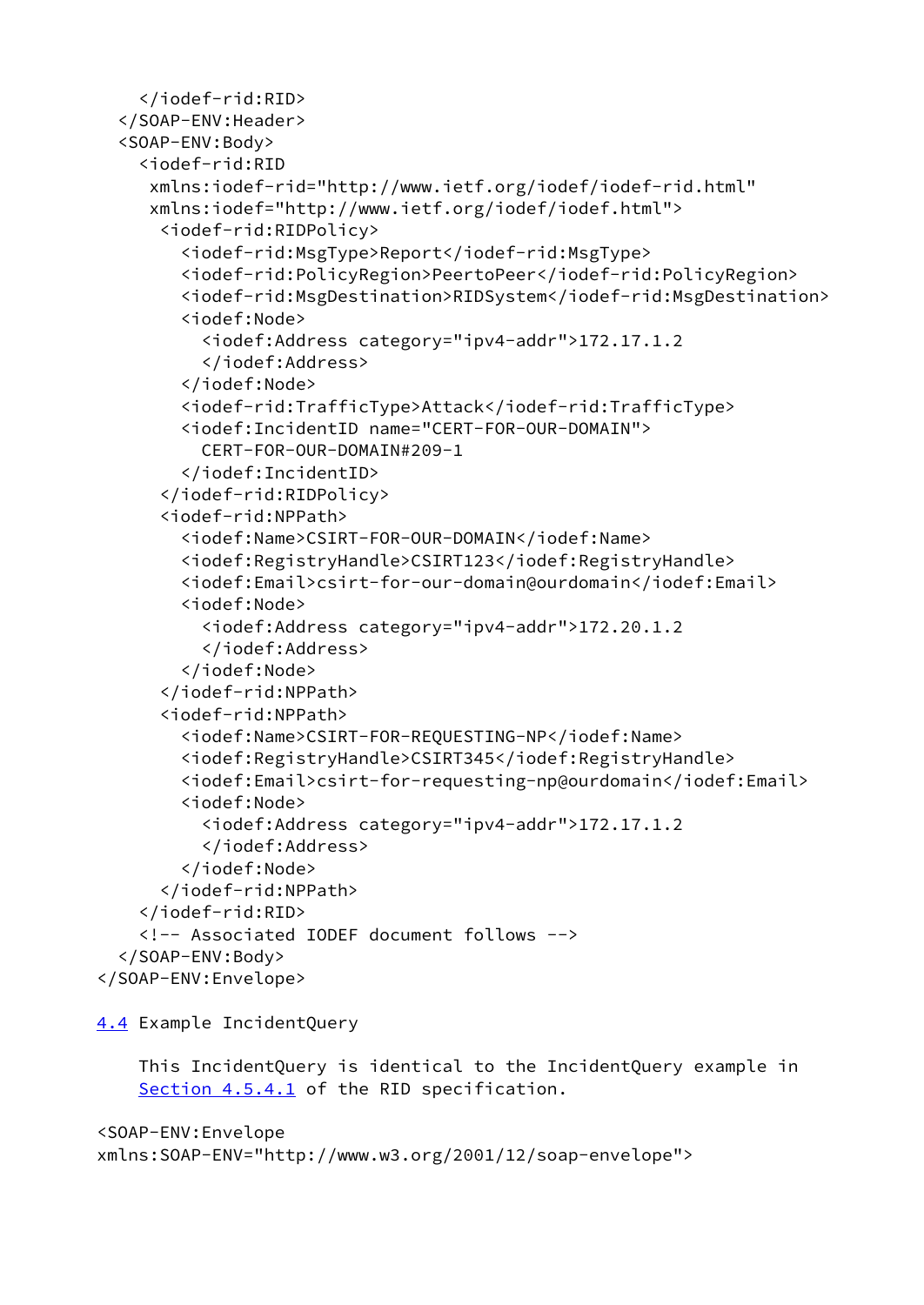```
    </iodef-rid:RID>
  </SOAP-ENV:Header>
  <SOAP-ENV:Body>
    <iodef-rid:RID
     xmlns:iodef-rid="http://www.ietf.org/iodef/iodef-rid.html"
     xmlns:iodef="http://www.ietf.org/iodef/iodef.html">
      <iodef-rid:RIDPolicy>
        <iodef-rid:MsgType>Report</iodef-rid:MsgType>
        <iodef-rid:PolicyRegion>PeertoPeer</iodef-rid:PolicyRegion>
        <iodef-rid:MsgDestination>RIDSystem</iodef-rid:MsgDestination>
        <iodef:Node>
          <iodef:Address category="ipv4-addr">172.17.1.2
          </iodef:Address>
        </iodef:Node>
        <iodef-rid:TrafficType>Attack</iodef-rid:TrafficType>
        <iodef:IncidentID name="CERT-FOR-OUR-DOMAIN">
          CERT-FOR-OUR-DOMAIN#209-1
        </iodef:IncidentID>
      </iodef-rid:RIDPolicy>
      <iodef-rid:NPPath>
        <iodef:Name>CSIRT-FOR-OUR-DOMAIN</iodef:Name>
        <iodef:RegistryHandle>CSIRT123</iodef:RegistryHandle>
        <iodef:Email>csirt-for-our-domain@ourdomain</iodef:Email>
        <iodef:Node>
          <iodef:Address category="ipv4-addr">172.20.1.2
          </iodef:Address>
        </iodef:Node>
      </iodef-rid:NPPath>
      <iodef-rid:NPPath>
        <iodef:Name>CSIRT-FOR-REQUESTING-NP</iodef:Name>
        <iodef:RegistryHandle>CSIRT345</iodef:RegistryHandle>
        <iodef:Email>csirt-for-requesting-np@ourdomain</iodef:Email>
        <iodef:Node>
          <iodef:Address category="ipv4-addr">172.17.1.2
          </iodef:Address>
        </iodef:Node>
      </iodef-rid:NPPath>
    </iodef-rid:RID>
    <!-- Associated IODEF document follows -->
  </SOAP-ENV:Body>
</SOAP-ENV:Envelope>
```

## 4.4 Example IncidentQuery

This IncidentQuery is identical to the IncidentQuery example in Section 4.5.4.1 of the RID specification.

```
<SOAP-ENV:Envelope
xmlns:SOAP-ENV="http://www.w3.org/2001/12/soap-envelope">
```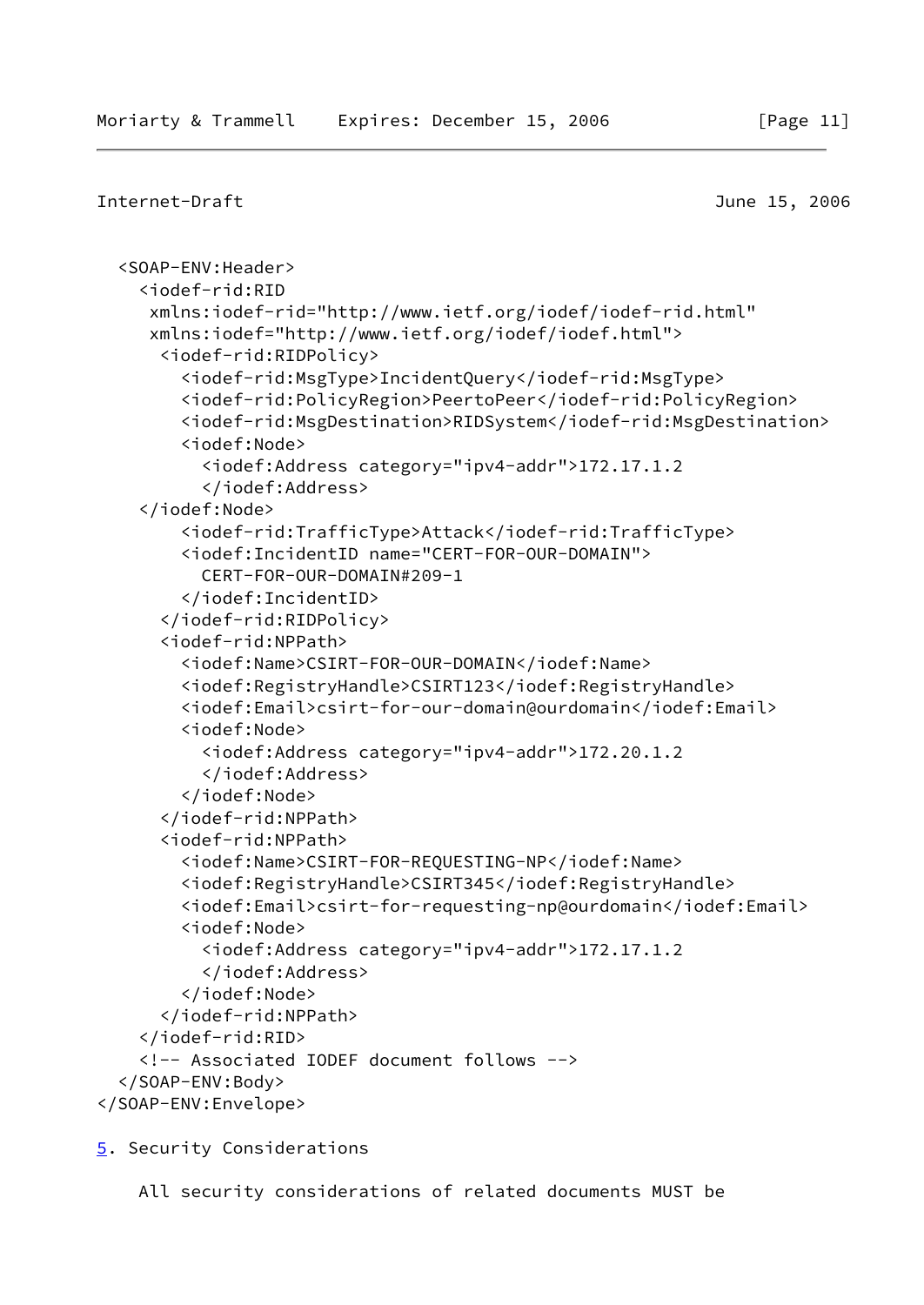```
  <SOAP-ENV:Header>
    <iodef-rid:RID
     xmlns:iodef-rid="http://www.ietf.org/iodef/iodef-rid.html"
     xmlns:iodef="http://www.ietf.org/iodef/iodef.html">
      <iodef-rid:RIDPolicy>
        <iodef-rid:MsgType>IncidentQuery</iodef-rid:MsgType>
        <iodef-rid:PolicyRegion>PeertoPeer</iodef-rid:PolicyRegion>
        <iodef-rid:MsgDestination>RIDSystem</iodef-rid:MsgDestination>
        <iodef:Node>
          <iodef:Address category="ipv4-addr">172.17.1.2
          </iodef:Address>
    </iodef:Node>
        <iodef-rid:TrafficType>Attack</iodef-rid:TrafficType>
        <iodef:IncidentID name="CERT-FOR-OUR-DOMAIN">
          CERT-FOR-OUR-DOMAIN#209-1
        </iodef:IncidentID>
      </iodef-rid:RIDPolicy>
      <iodef-rid:NPPath>
        <iodef:Name>CSIRT-FOR-OUR-DOMAIN</iodef:Name>
        <iodef:RegistryHandle>CSIRT123</iodef:RegistryHandle>
        <iodef:Email>csirt-for-our-domain@ourdomain</iodef:Email>
        <iodef:Node>
          <iodef:Address category="ipv4-addr">172.20.1.2
          </iodef:Address>
        </iodef:Node>
      </iodef-rid:NPPath>
      <iodef-rid:NPPath>
        <iodef:Name>CSIRT-FOR-REQUESTING-NP</iodef:Name>
        <iodef:RegistryHandle>CSIRT345</iodef:RegistryHandle>
        <iodef:Email>csirt-for-requesting-np@ourdomain</iodef:Email>
        <iodef:Node>
          <iodef:Address category="ipv4-addr">172.17.1.2
          </iodef:Address>
        </iodef:Node>
      </iodef-rid:NPPath>
    </iodef-rid:RID>
    <!-- Associated IODEF document follows -->
  </SOAP-ENV:Body>
</SOAP-ENV:Envelope>
```

## 5. Security Considerations

All security considerations of related documents MUST be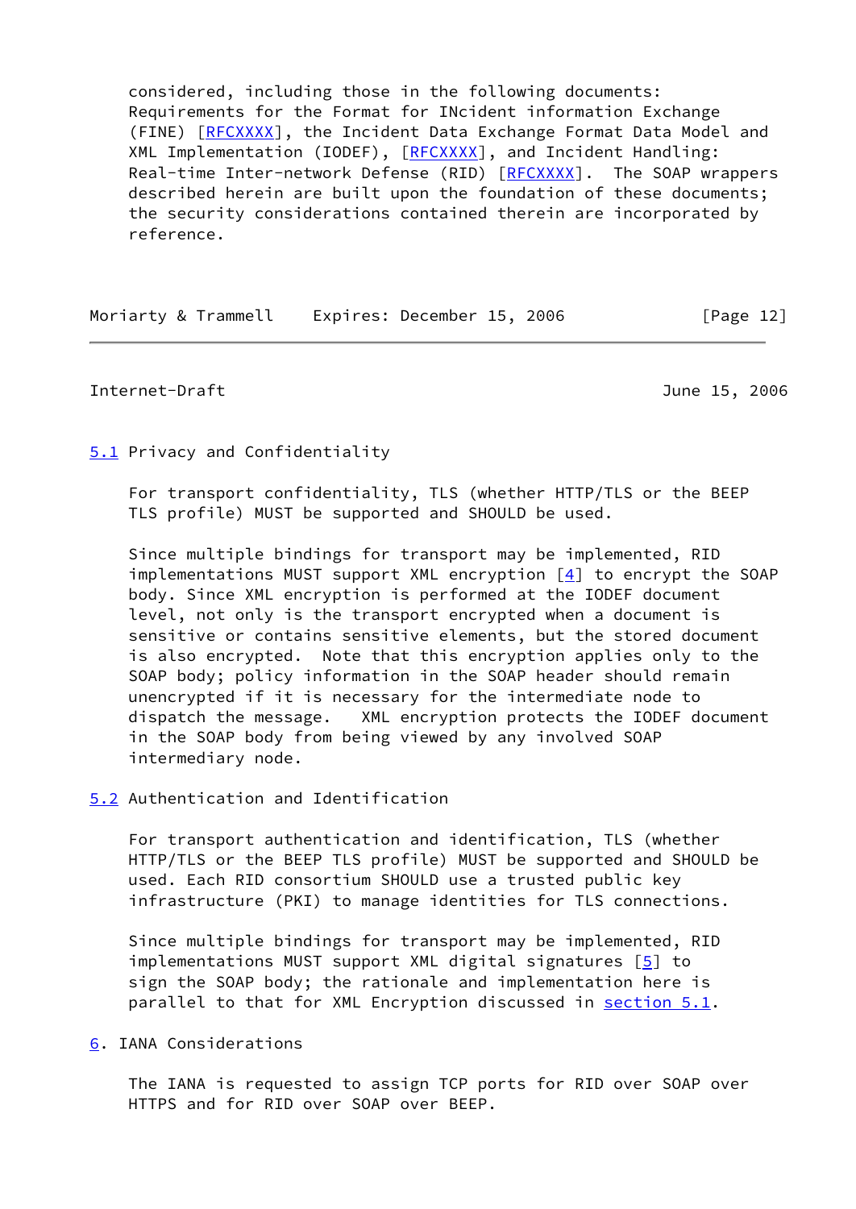considered, including those in the following documents: Requirements for the Format for INcident information Exchange (FINE) [RFCXXXX], the Incident Data Exchange Format Data Model and XML Implementation (IODEF), [RFCXXXX], and Incident Handling: Real-time Inter-network Defense (RID) [RFCXXXX]. The SOAP wrappers described herein are built upon the foundation of these documents; the security considerations contained therein are incorporated by reference.

### 5.1 Privacy and Confidentiality

For transport confidentiality, TLS (whether HTTP/TLS or the BEEP TLS profile) MUST be supported and SHOULD be used.

Since multiple bindings for transport may be implemented, RID implementations MUST support XML encryption [4] to encrypt the SOAP body. Since XML encryption is performed at the IODEF document level, not only is the transport encrypted when a document is sensitive or contains sensitive elements, but the stored document is also encrypted. Note that this encryption applies only to the SOAP body; policy information in the SOAP header should remain unencrypted if it is necessary for the intermediate node to dispatch the message. XML encryption protects the IODEF document in the SOAP body from being viewed by any involved SOAP intermediary node.

### 5.2 Authentication and Identification

For transport authentication and identification, TLS (whether HTTP/TLS or the BEEP TLS profile) MUST be supported and SHOULD be used. Each RID consortium SHOULD use a trusted public key infrastructure (PKI) to manage identities for TLS connections.

Since multiple bindings for transport may be implemented, RID implementations MUST support XML digital signatures [5] to sign the SOAP body; the rationale and implementation here is parallel to that for XML Encryption discussed in section 5.1.

## 6. IANA Considerations

The IANA is requested to assign TCP ports for RID over SOAP over HTTPS and for RID over SOAP over BEEP.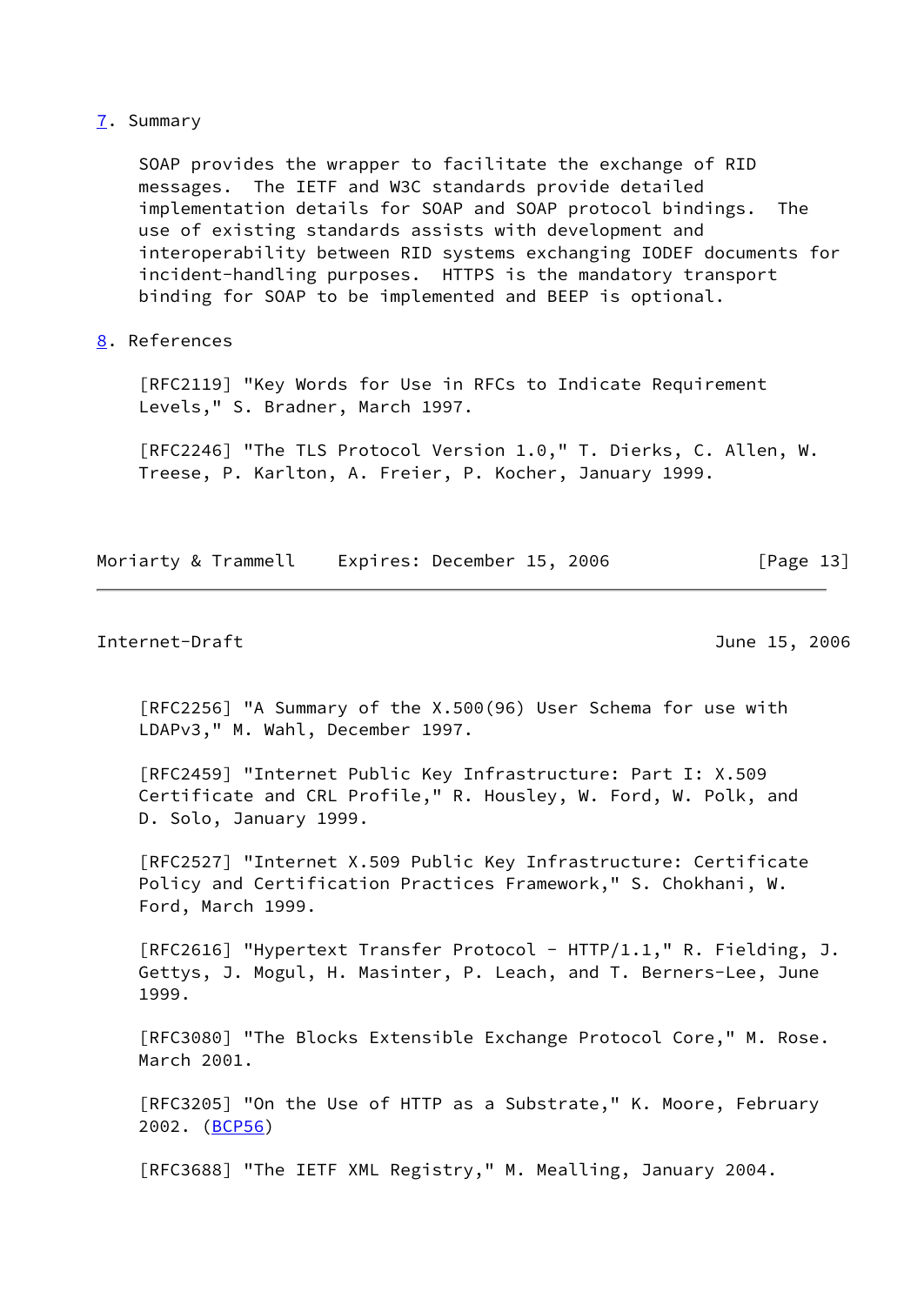## 7. Summary

SOAP provides the wrapper to facilitate the exchange of RID messages. The IETF and W3C standards provide detailed implementation details for SOAP and SOAP protocol bindings. The use of existing standards assists with development and interoperability between RID systems exchanging IODEF documents for incident-handling purposes. HTTPS is the mandatory transport binding for SOAP to be implemented and BEEP is optional.

## 8. References

[RFC2119] "Key Words for Use in RFCs to Indicate Requirement Levels," S. Bradner, March 1997.

[RFC2246] "The TLS Protocol Version 1.0," T. Dierks, C. Allen, W. Treese, P. Karlton, A. Freier, P. Kocher, January 1999.

[RFC2256] "A Summary of the X.500(96) User Schema for use with LDAPv3," M. Wahl, December 1997.

[RFC2459] "Internet Public Key Infrastructure: Part I: X.509 Certificate and CRL Profile," R. Housley, W. Ford, W. Polk, and D. Solo, January 1999.

[RFC2527] "Internet X.509 Public Key Infrastructure: Certificate Policy and Certification Practices Framework," S. Chokhani, W. Ford, March 1999.

[RFC2616] "Hypertext Transfer Protocol - HTTP/1.1," R. Fielding, J. Gettys, J. Mogul, H. Masinter, P. Leach, and T. Berners-Lee, June 1999.

[RFC3080] "The Blocks Extensible Exchange Protocol Core," M. Rose. March 2001.

[RFC3205] "On the Use of HTTP as a Substrate," K. Moore, February 2002. (BCP56)

[RFC3688] "The IETF XML Registry," M. Mealling, January 2004.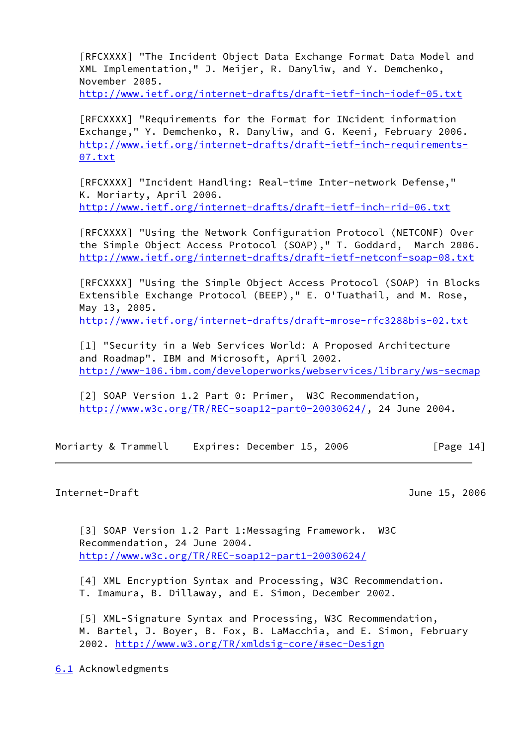[RFCXXXX] "The Incident Object Data Exchange Format Data Model and XML Implementation," J. Meijer, R. Danyliw, and Y. Demchenko, November 2005.
http://www.ietf.org/internet-drafts/draft-ietf-inch-iodef-05.txt

[RFCXXXX] "Requirements for the Format for INcident information Exchange," Y. Demchenko, R. Danyliw, and G. Keeni, February 2006.
http://www.ietf.org/internet-drafts/draft-ietf-inch-requirements-07.txt

[RFCXXXX] "Incident Handling: Real-time Inter-network Defense," K. Moriarty, April 2006.
http://www.ietf.org/internet-drafts/draft-ietf-inch-rid-06.txt

[RFCXXXX] "Using the Network Configuration Protocol (NETCONF) Over the Simple Object Access Protocol (SOAP)," T. Goddard, March 2006.
http://www.ietf.org/internet-drafts/draft-ietf-netconf-soap-08.txt

[RFCXXXX] "Using the Simple Object Access Protocol (SOAP) in Blocks Extensible Exchange Protocol (BEEP)," E. O'Tuathail, and M. Rose, May 13, 2005.
http://www.ietf.org/internet-drafts/draft-mrose-rfc3288bis-02.txt

[1] "Security in a Web Services World: A Proposed Architecture and Roadmap". IBM and Microsoft, April 2002.
http://www-106.ibm.com/developerworks/webservices/library/ws-secmap

[2] SOAP Version 1.2 Part 0: Primer, W3C Recommendation,
http://www.w3c.org/TR/REC-soap12-part0-20030624/, 24 June 2004.

[3] SOAP Version 1.2 Part 1:Messaging Framework. W3C Recommendation, 24 June 2004.
http://www.w3c.org/TR/REC-soap12-part1-20030624/

[4] XML Encryption Syntax and Processing, W3C Recommendation. T. Imamura, B. Dillaway, and E. Simon, December 2002.

[5] XML-Signature Syntax and Processing, W3C Recommendation, M. Bartel, J. Boyer, B. Fox, B. LaMacchia, and E. Simon, February 2002. http://www.w3.org/TR/xmldsig-core/#sec-Design

## 6.1 Acknowledgments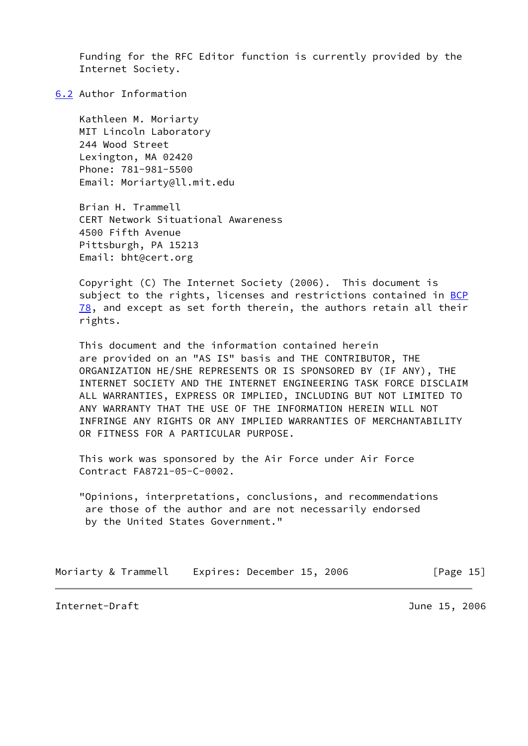Funding for the RFC Editor function is currently provided by the Internet Society.

### 6.2 Author Information

Kathleen M. Moriarty
MIT Lincoln Laboratory
244 Wood Street
Lexington, MA 02420
Phone: 781-981-5500
Email: Moriarty@ll.mit.edu

Brian H. Trammell
CERT Network Situational Awareness
4500 Fifth Avenue
Pittsburgh, PA 15213
Email: bht@cert.org

Copyright (C) The Internet Society (2006). This document is subject to the rights, licenses and restrictions contained in BCP 78, and except as set forth therein, the authors retain all their rights.

This document and the information contained herein are provided on an "AS IS" basis and THE CONTRIBUTOR, THE ORGANIZATION HE/SHE REPRESENTS OR IS SPONSORED BY (IF ANY), THE INTERNET SOCIETY AND THE INTERNET ENGINEERING TASK FORCE DISCLAIM ALL WARRANTIES, EXPRESS OR IMPLIED, INCLUDING BUT NOT LIMITED TO ANY WARRANTY THAT THE USE OF THE INFORMATION HEREIN WILL NOT INFRINGE ANY RIGHTS OR ANY IMPLIED WARRANTIES OF MERCHANTABILITY OR FITNESS FOR A PARTICULAR PURPOSE.

This work was sponsored by the Air Force under Air Force Contract FA8721-05-C-0002.

"Opinions, interpretations, conclusions, and recommendations are those of the author and are not necessarily endorsed by the United States Government."